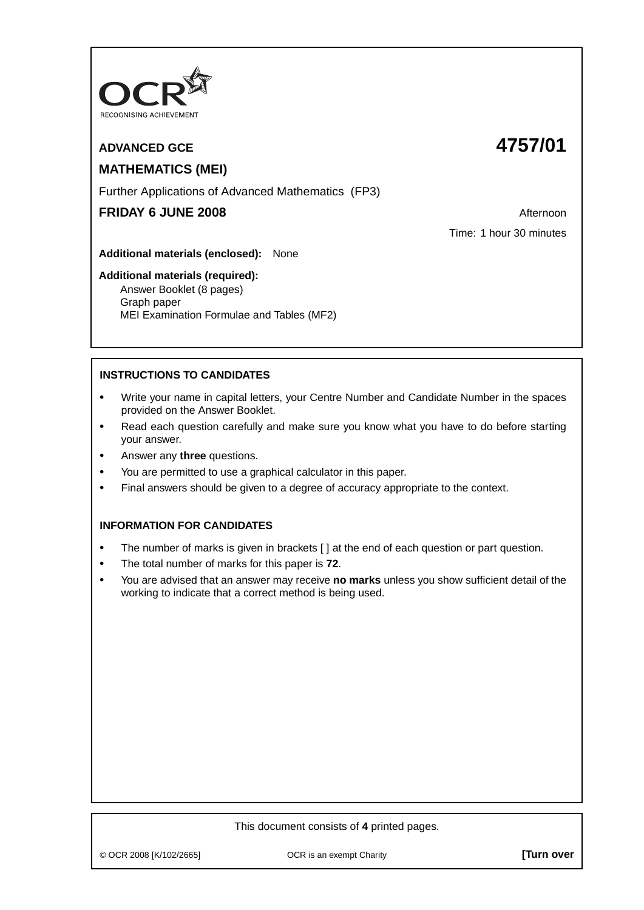OCR

RECOGNISING ACHIEVEMENT

**ADVANCED GCE** **4757/01**

**MATHEMATICS (MEI)**

Further Applications of Advanced Mathematics (FP3)

**FRIDAY 6 JUNE 2008** Afternoon

Time: 1 hour 30 minutes

**Additional materials (enclosed):** None

**Additional materials (required):**
Answer Booklet (8 pages)
Graph paper
MEI Examination Formulae and Tables (MF2)

**INSTRUCTIONS TO CANDIDATES**

- Write your name in capital letters, your Centre Number and Candidate Number in the spaces provided on the Answer Booklet.
- Read each question carefully and make sure you know what you have to do before starting your answer.
- Answer any **three** questions.
- You are permitted to use a graphical calculator in this paper.
- Final answers should be given to a degree of accuracy appropriate to the context.

**INFORMATION FOR CANDIDATES**

- The number of marks is given in brackets [ ] at the end of each question or part question.
- The total number of marks for this paper is **72**.
- You are advised that an answer may receive **no marks** unless you show sufficient detail of the working to indicate that a correct method is being used.

This document consists of **4** printed pages.

© OCR 2008 [K/102/2665] OCR is an exempt Charity **[Turn over**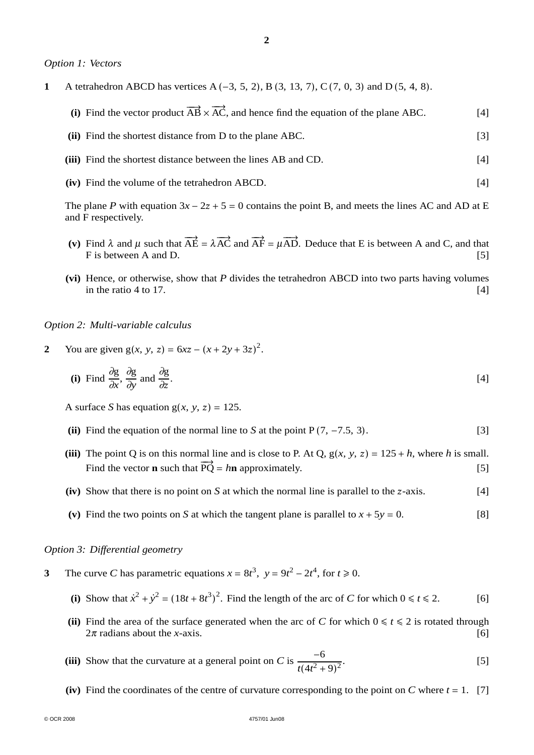*Option 1: Vectors*

**1** A tetrahedron ABCD has vertices A $(-3, 5, 2)$, B $(3, 13, 7)$, C $(7, 0, 3)$ and D $(5, 4, 8)$.

**(i)** Find the vector product $\overrightarrow{AB} \times \overrightarrow{AC}$, and hence find the equation of the plane ABC. [4]

**(ii)** Find the shortest distance from D to the plane ABC. [3]

**(iii)** Find the shortest distance between the lines AB and CD. [4]

**(iv)** Find the volume of the tetrahedron ABCD. [4]

The plane $P$ with equation $3x - 2z + 5 = 0$ contains the point B, and meets the lines AC and AD at E and F respectively.

**(v)** Find $\lambda$ and $\mu$ such that $\overrightarrow{AE} = \lambda\overrightarrow{AC}$ and $\overrightarrow{AF} = \mu\overrightarrow{AD}$. Deduce that E is between A and C, and that F is between A and D. [5]

**(vi)** Hence, or otherwise, show that $P$ divides the tetrahedron ABCD into two parts having volumes in the ratio 4 to 17. [4]

*Option 2: Multi-variable calculus*

**2** You are given $g(x, y, z) = 6xz - (x + 2y + 3z)^2$.

**(i)** Find $\dfrac{\partial g}{\partial x}$, $\dfrac{\partial g}{\partial y}$ and $\dfrac{\partial g}{\partial z}$. [4]

A surface $S$ has equation $g(x, y, z) = 125$.

**(ii)** Find the equation of the normal line to $S$ at the point P $(7, -7.5, 3)$. [3]

**(iii)** The point Q is on this normal line and is close to P. At Q, $g(x, y, z) = 125 + h$, where $h$ is small. Find the vector $\mathbf{n}$ such that $\overrightarrow{PQ} = h\mathbf{n}$ approximately. [5]

**(iv)** Show that there is no point on $S$ at which the normal line is parallel to the $z$-axis. [4]

**(v)** Find the two points on $S$ at which the tangent plane is parallel to $x + 5y = 0$. [8]

*Option 3: Differential geometry*

**3** The curve $C$ has parametric equations $x = 8t^3$, $y = 9t^2 - 2t^4$, for $t \geqslant 0$.

**(i)** Show that $\dot{x}^2 + \dot{y}^2 = (18t + 8t^3)^2$. Find the length of the arc of $C$ for which $0 \leqslant t \leqslant 2$. [6]

**(ii)** Find the area of the surface generated when the arc of $C$ for which $0 \leqslant t \leqslant 2$ is rotated through $2\pi$ radians about the $x$-axis. [6]

**(iii)** Show that the curvature at a general point on $C$ is $\dfrac{-6}{t(4t^2 + 9)^2}$. [5]

**(iv)** Find the coordinates of the centre of curvature corresponding to the point on $C$ where $t = 1$. [7]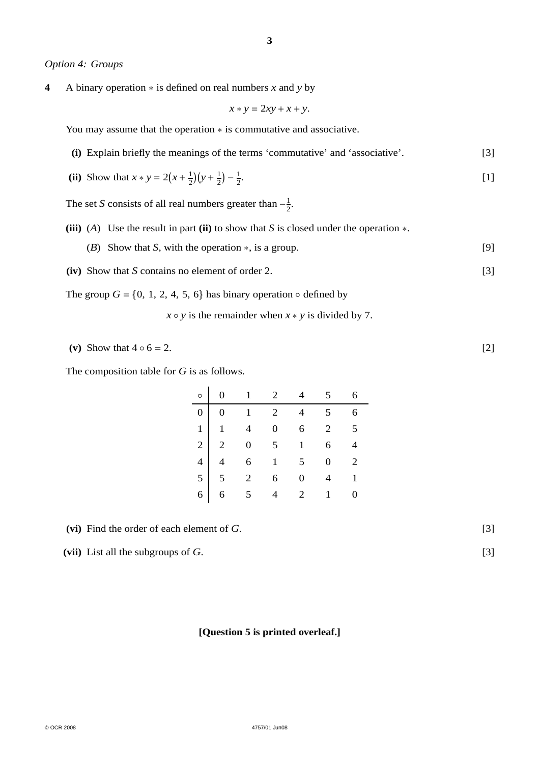*Option 4: Groups*

**4** A binary operation $*$ is defined on real numbers $x$ and $y$ by

$$x * y = 2xy + x + y.$$

You may assume that the operation $*$ is commutative and associative.

**(i)** Explain briefly the meanings of the terms 'commutative' and 'associative'. [3]

**(ii)** Show that $x * y = 2\left(x + \frac{1}{2}\right)\left(y + \frac{1}{2}\right) - \frac{1}{2}$. [1]

The set $S$ consists of all real numbers greater than $-\frac{1}{2}$.

**(iii)** (*A*) Use the result in part **(ii)** to show that $S$ is closed under the operation $*$.

(*B*) Show that $S$, with the operation $*$, is a group. [9]

**(iv)** Show that $S$ contains no element of order 2. [3]

The group $G = \{0, 1, 2, 4, 5, 6\}$ has binary operation $\circ$ defined by

$x \circ y$ is the remainder when $x * y$ is divided by 7.

**(v)** Show that $4 \circ 6 = 2$. [2]

The composition table for $G$ is as follows.

| $\circ$ | 0 | 1 | 2 | 4 | 5 | 6 |
|---|---|---|---|---|---|---|
| 0 | 0 | 1 | 2 | 4 | 5 | 6 |
| 1 | 1 | 4 | 0 | 6 | 2 | 5 |
| 2 | 2 | 0 | 5 | 1 | 6 | 4 |
| 4 | 4 | 6 | 1 | 5 | 0 | 2 |
| 5 | 5 | 2 | 6 | 0 | 4 | 1 |
| 6 | 6 | 5 | 4 | 2 | 1 | 0 |

**(vi)** Find the order of each element of $G$. [3]

**(vii)** List all the subgroups of $G$. [3]

**[Question 5 is printed overleaf.]**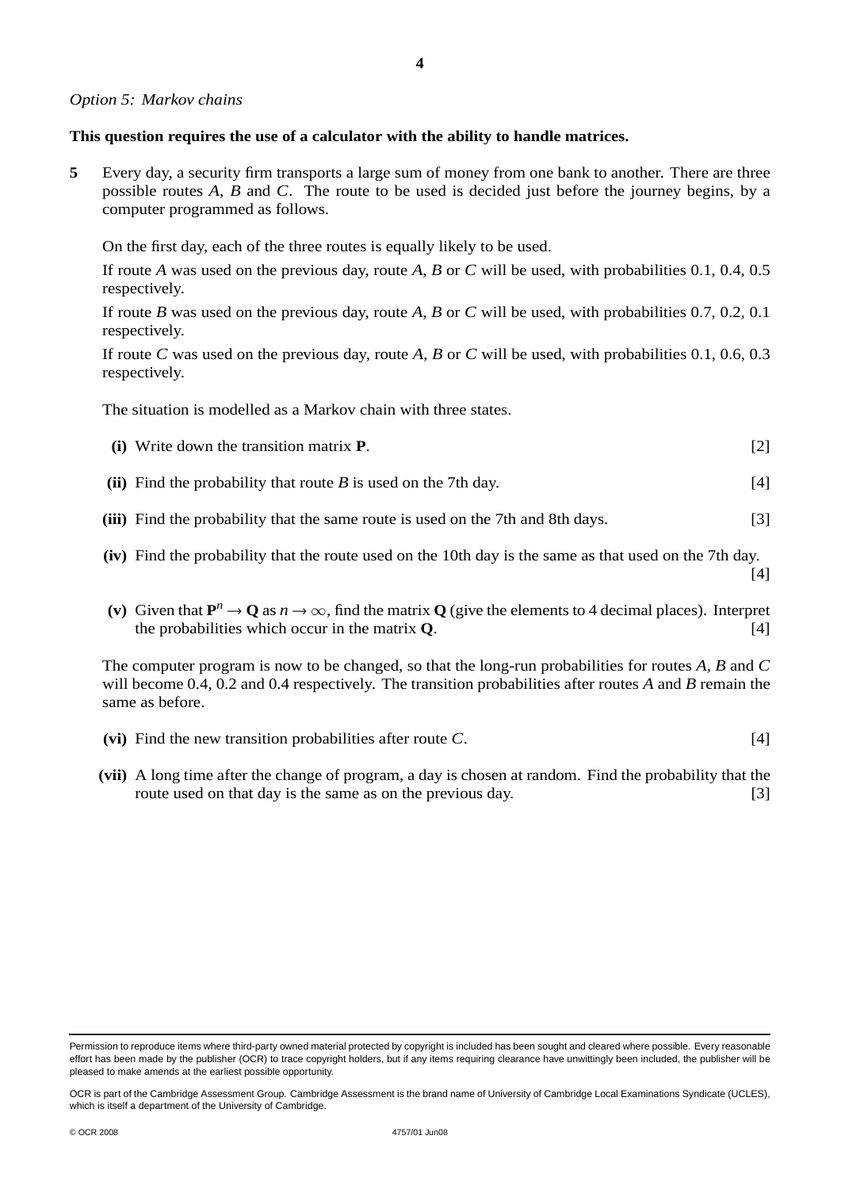*Option 5: Markov chains*

**This question requires the use of a calculator with the ability to handle matrices.**

**5** Every day, a security firm transports a large sum of money from one bank to another. There are three possible routes $A$, $B$ and $C$. The route to be used is decided just before the journey begins, by a computer programmed as follows.

On the first day, each of the three routes is equally likely to be used.

If route $A$ was used on the previous day, route $A$, $B$ or $C$ will be used, with probabilities 0.1, 0.4, 0.5 respectively.

If route $B$ was used on the previous day, route $A$, $B$ or $C$ will be used, with probabilities 0.7, 0.2, 0.1 respectively.

If route $C$ was used on the previous day, route $A$, $B$ or $C$ will be used, with probabilities 0.1, 0.6, 0.3 respectively.

The situation is modelled as a Markov chain with three states.

**(i)** Write down the transition matrix $\mathbf{P}$. [2]

**(ii)** Find the probability that route $B$ is used on the 7th day. [4]

**(iii)** Find the probability that the same route is used on the 7th and 8th days. [3]

**(iv)** Find the probability that the route used on the 10th day is the same as that used on the 7th day. [4]

**(v)** Given that $\mathbf{P}^n \to \mathbf{Q}$ as $n \to \infty$, find the matrix $\mathbf{Q}$ (give the elements to 4 decimal places). Interpret the probabilities which occur in the matrix $\mathbf{Q}$. [4]

The computer program is now to be changed, so that the long-run probabilities for routes $A$, $B$ and $C$ will become 0.4, 0.2 and 0.4 respectively. The transition probabilities after routes $A$ and $B$ remain the same as before.

**(vi)** Find the new transition probabilities after route $C$. [4]

**(vii)** A long time after the change of program, a day is chosen at random. Find the probability that the route used on that day is the same as on the previous day. [3]

Permission to reproduce items where third-party owned material protected by copyright is included has been sought and cleared where possible. Every reasonable effort has been made by the publisher (OCR) to trace copyright holders, but if any items requiring clearance have unwittingly been included, the publisher will be pleased to make amends at the earliest possible opportunity.

OCR is part of the Cambridge Assessment Group. Cambridge Assessment is the brand name of University of Cambridge Local Examinations Syndicate (UCLES), which is itself a department of the University of Cambridge.

© OCR 2008 4757/01 Jun08